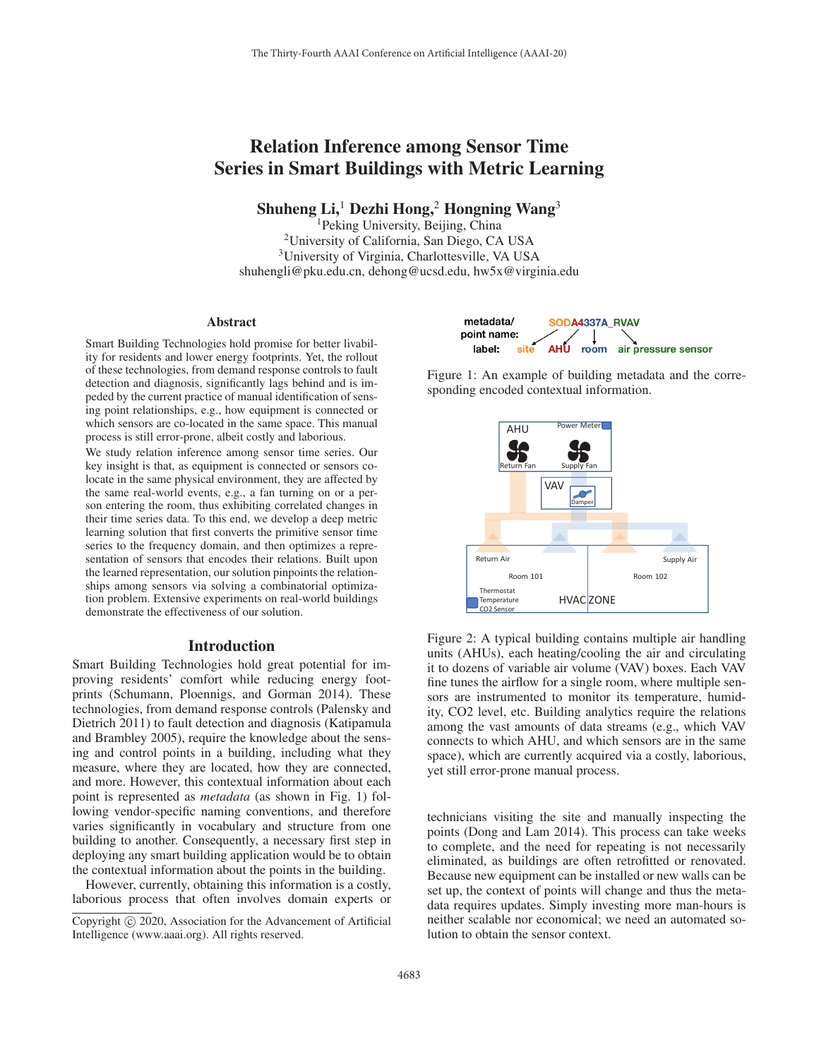# Relation Inference among Sensor Time Series in Smart Buildings with Metric Learning

**Shuheng Li,[1] Dezhi Hong,[2] Hongning Wang[3]**

[1]Peking University, Beijing, China
[2]University of California, San Diego, CA USA
[3]University of Virginia, Charlottesville, VA USA
shuhengli@pku.edu.cn, dehong@ucsd.edu, hw5x@virginia.edu

## Abstract

Smart Building Technologies hold promise for better livability for residents and lower energy footprints. Yet, the rollout of these technologies, from demand response controls to fault detection and diagnosis, significantly lags behind and is impeded by the current practice of manual identification of sensing point relationships, e.g., how equipment is connected or which sensors are co-located in the same space. This manual process is still error-prone, albeit costly and laborious.

We study relation inference among sensor time series. Our key insight is that, as equipment is connected or sensors co-locate in the same physical environment, they are affected by the same real-world events, e.g., a fan turning on or a person entering the room, thus exhibiting correlated changes in their time series data. To this end, we develop a deep metric learning solution that first converts the primitive sensor time series to the frequency domain, and then optimizes a representation of sensors that encodes their relations. Built upon the learned representation, our solution pinpoints the relationships among sensors via solving a combinatorial optimization problem. Extensive experiments on real-world buildings demonstrate the effectiveness of our solution.

## Introduction

Smart Building Technologies hold great potential for improving residents' comfort while reducing energy footprints (Schumann, Ploennigs, and Gorman 2014). These technologies, from demand response controls (Palensky and Dietrich 2011) to fault detection and diagnosis (Katipamula and Brambley 2005), require the knowledge about the sensing and control points in a building, including what they measure, where they are located, how they are connected, and more. However, this contextual information about each point is represented as *metadata* (as shown in Fig. 1) following vendor-specific naming conventions, and therefore varies significantly in vocabulary and structure from one building to another. Consequently, a necessary first step in deploying any smart building application would be to obtain the contextual information about the points in the building.

However, currently, obtaining this information is a costly, laborious process that often involves domain experts or technicians visiting the site and manually inspecting the points (Dong and Lam 2014). This process can take weeks to complete, and the need for repeating is not necessarily eliminated, as buildings are often retrofitted or renovated. Because new equipment can be installed or new walls can be set up, the context of points will change and thus the metadata requires updates. Simply investing more man-hours is neither scalable nor economical; we need an automated solution to obtain the sensor context.

| metadata/ point name: | SODA4337A_RVAV | | | |
|---|---|---|---|---|
| label: | site | AHU | room | air pressure sensor |

Figure 1: An example of building metadata and the corresponding encoded contextual information.

Figure 2: A typical building contains multiple air handling units (AHUs), each heating/cooling the air and circulating it to dozens of variable air volume (VAV) boxes. Each VAV fine tunes the airflow for a single room, where multiple sensors are instrumented to monitor its temperature, humidity, CO2 level, etc. Building analytics require the relations among the vast amounts of data streams (e.g., which VAV connects to which AHU, and which sensors are in the same space), which are currently acquired via a costly, laborious, yet still error-prone manual process.

Copyright © 2020, Association for the Advancement of Artificial Intelligence (www.aaai.org). All rights reserved.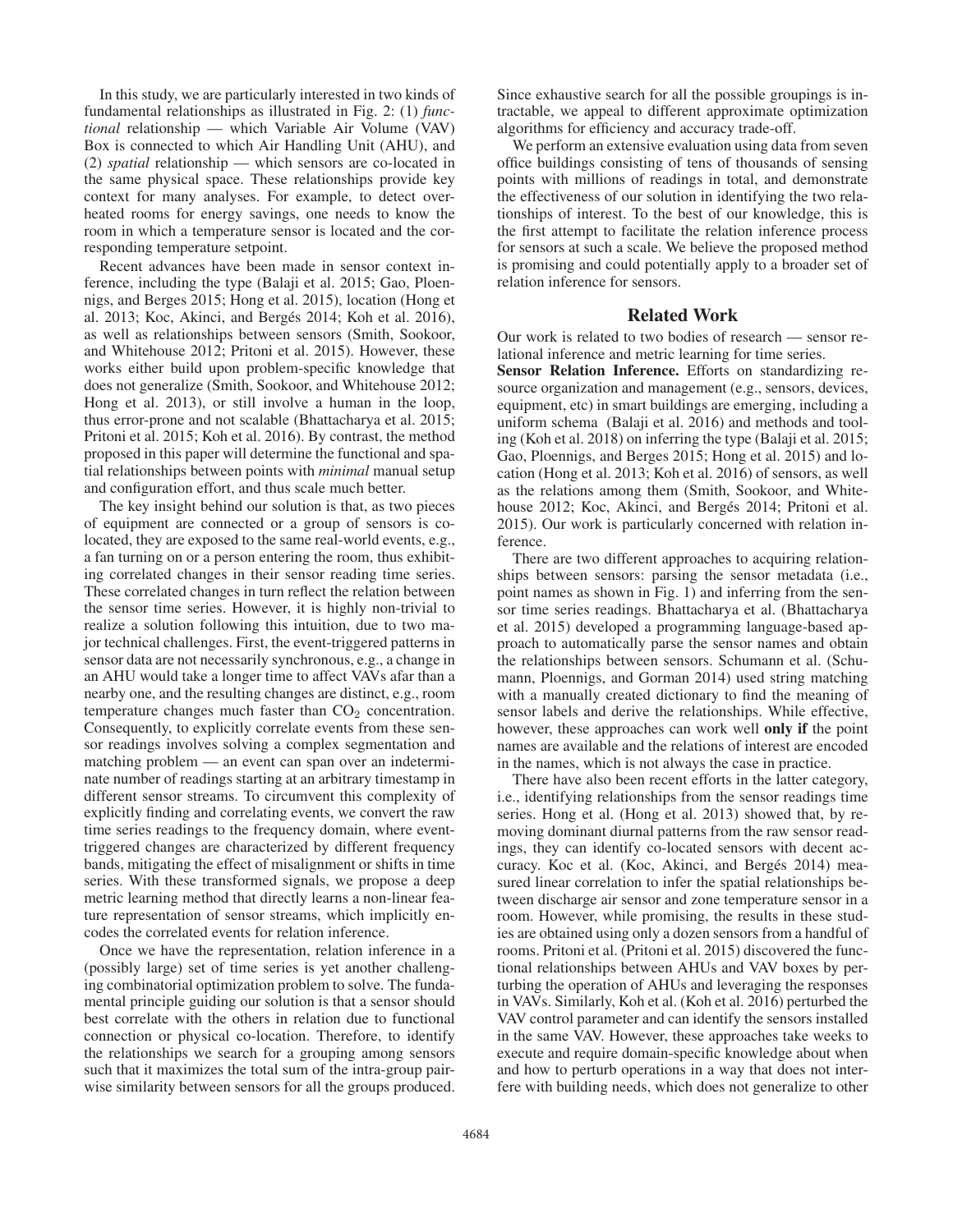In this study, we are particularly interested in two kinds of fundamental relationships as illustrated in Fig. 2: (1) *functional* relationship — which Variable Air Volume (VAV) Box is connected to which Air Handling Unit (AHU), and (2) *spatial* relationship — which sensors are co-located in the same physical space. These relationships provide key context for many analyses. For example, to detect overheated rooms for energy savings, one needs to know the room in which a temperature sensor is located and the corresponding temperature setpoint.

Recent advances have been made in sensor context inference, including the type (Balaji et al. 2015; Gao, Ploennigs, and Berges 2015; Hong et al. 2015), location (Hong et al. 2013; Koc, Akinci, and Bergés 2014; Koh et al. 2016), as well as relationships between sensors (Smith, Sookoor, and Whitehouse 2012; Pritoni et al. 2015). However, these works either build upon problem-specific knowledge that does not generalize (Smith, Sookoor, and Whitehouse 2012; Hong et al. 2013), or still involve a human in the loop, thus error-prone and not scalable (Bhattacharya et al. 2015; Pritoni et al. 2015; Koh et al. 2016). By contrast, the method proposed in this paper will determine the functional and spatial relationships between points with *minimal* manual setup and configuration effort, and thus scale much better.

The key insight behind our solution is that, as two pieces of equipment are connected or a group of sensors is co-located, they are exposed to the same real-world events, e.g., a fan turning on or a person entering the room, thus exhibiting correlated changes in their sensor reading time series. These correlated changes in turn reflect the relation between the sensor time series. However, it is highly non-trivial to realize a solution following this intuition, due to two major technical challenges. First, the event-triggered patterns in sensor data are not necessarily synchronous, e.g., a change in an AHU would take a longer time to affect VAVs afar than a nearby one, and the resulting changes are distinct, e.g., room temperature changes much faster than $CO_2$ concentration. Consequently, to explicitly correlate events from these sensor readings involves solving a complex segmentation and matching problem — an event can span over an indeterminate number of readings starting at an arbitrary timestamp in different sensor streams. To circumvent this complexity of explicitly finding and correlating events, we convert the raw time series readings to the frequency domain, where event-triggered changes are characterized by different frequency bands, mitigating the effect of misalignment or shifts in time series. With these transformed signals, we propose a deep metric learning method that directly learns a non-linear feature representation of sensor streams, which implicitly encodes the correlated events for relation inference.

Once we have the representation, relation inference in a (possibly large) set of time series is yet another challenging combinatorial optimization problem to solve. The fundamental principle guiding our solution is that a sensor should best correlate with the others in relation due to functional connection or physical co-location. Therefore, to identify the relationships we search for a grouping among sensors such that it maximizes the total sum of the intra-group pairwise similarity between sensors for all the groups produced. Since exhaustive search for all the possible groupings is intractable, we appeal to different approximate optimization algorithms for efficiency and accuracy trade-off.

We perform an extensive evaluation using data from seven office buildings consisting of tens of thousands of sensing points with millions of readings in total, and demonstrate the effectiveness of our solution in identifying the two relationships of interest. To the best of our knowledge, this is the first attempt to facilitate the relation inference process for sensors at such a scale. We believe the proposed method is promising and could potentially apply to a broader set of relation inference for sensors.

## Related Work

Our work is related to two bodies of research — sensor relational inference and metric learning for time series.

**Sensor Relation Inference.** Efforts on standardizing resource organization and management (e.g., sensors, devices, equipment, etc) in smart buildings are emerging, including a uniform schema (Balaji et al. 2016) and methods and tooling (Koh et al. 2018) on inferring the type (Balaji et al. 2015; Gao, Ploennigs, and Berges 2015; Hong et al. 2015) and location (Hong et al. 2013; Koh et al. 2016) of sensors, as well as the relations among them (Smith, Sookoor, and Whitehouse 2012; Koc, Akinci, and Bergés 2014; Pritoni et al. 2015). Our work is particularly concerned with relation inference.

There are two different approaches to acquiring relationships between sensors: parsing the sensor metadata (i.e., point names as shown in Fig. 1) and inferring from the sensor time series readings. Bhattacharya et al. (Bhattacharya et al. 2015) developed a programming language-based approach to automatically parse the sensor names and obtain the relationships between sensors. Schumann et al. (Schumann, Ploennigs, and Gorman 2014) used string matching with a manually created dictionary to find the meaning of sensor labels and derive the relationships. While effective, however, these approaches can work well **only if** the point names are available and the relations of interest are encoded in the names, which is not always the case in practice.

There have also been recent efforts in the latter category, i.e., identifying relationships from the sensor readings time series. Hong et al. (Hong et al. 2013) showed that, by removing dominant diurnal patterns from the raw sensor readings, they can identify co-located sensors with decent accuracy. Koc et al. (Koc, Akinci, and Bergés 2014) measured linear correlation to infer the spatial relationships between discharge air sensor and zone temperature sensor in a room. However, while promising, the results in these studies are obtained using only a dozen sensors from a handful of rooms. Pritoni et al. (Pritoni et al. 2015) discovered the functional relationships between AHUs and VAV boxes by perturbing the operation of AHUs and leveraging the responses in VAVs. Similarly, Koh et al. (Koh et al. 2016) perturbed the VAV control parameter and can identify the sensors installed in the same VAV. However, these approaches take weeks to execute and require domain-specific knowledge about when and how to perturb operations in a way that does not interfere with building needs, which does not generalize to other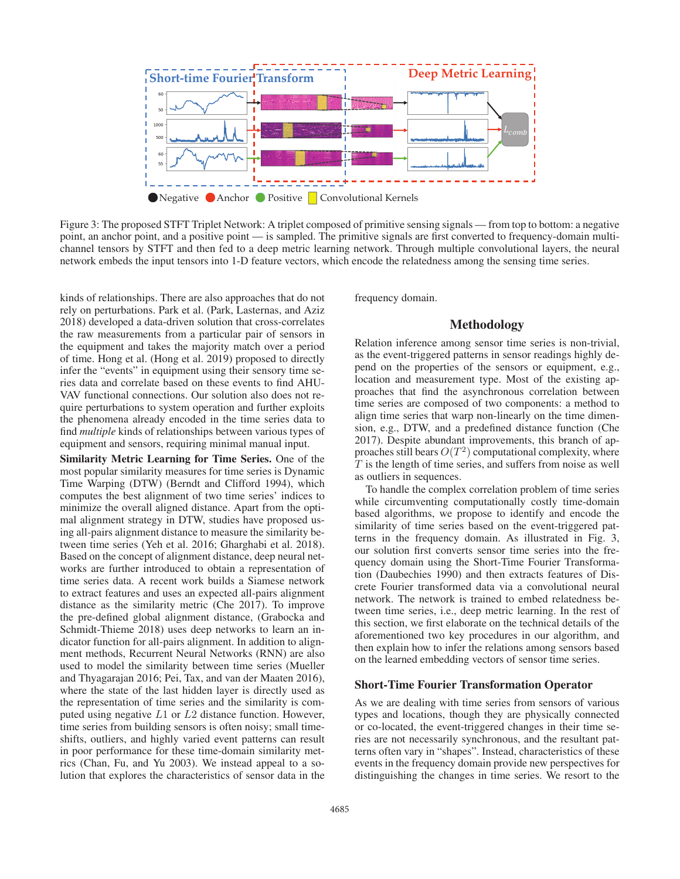Figure 3: The proposed STFT Triplet Network: A triplet composed of primitive sensing signals — from top to bottom: a negative point, an anchor point, and a positive point — is sampled. The primitive signals are first converted to frequency-domain multi-channel tensors by STFT and then fed to a deep metric learning network. Through multiple convolutional layers, the neural network embeds the input tensors into 1-D feature vectors, which encode the relatedness among the sensing time series.

kinds of relationships. There are also approaches that do not rely on perturbations. Park et al. (Park, Lasternas, and Aziz 2018) developed a data-driven solution that cross-correlates the raw measurements from a particular pair of sensors in the equipment and takes the majority match over a period of time. Hong et al. (Hong et al. 2019) proposed to directly infer the "events" in equipment using their sensory time series data and correlate based on these events to find AHU-VAV functional connections. Our solution also does not require perturbations to system operation and further exploits the phenomena already encoded in the time series data to find *multiple* kinds of relationships between various types of equipment and sensors, requiring minimal manual input.

**Similarity Metric Learning for Time Series.** One of the most popular similarity measures for time series is Dynamic Time Warping (DTW) (Berndt and Clifford 1994), which computes the best alignment of two time series' indices to minimize the overall aligned distance. Apart from the optimal alignment strategy in DTW, studies have proposed using all-pairs alignment distance to measure the similarity between time series (Yeh et al. 2016; Gharghabi et al. 2018). Based on the concept of alignment distance, deep neural networks are further introduced to obtain a representation of time series data. A recent work builds a Siamese network to extract features and uses an expected all-pairs alignment distance as the similarity metric (Che 2017). To improve the pre-defined global alignment distance, (Grabocka and Schmidt-Thieme 2018) uses deep networks to learn an indicator function for all-pairs alignment. In addition to alignment methods, Recurrent Neural Networks (RNN) are also used to model the similarity between time series (Mueller and Thyagarajan 2016; Pei, Tax, and van der Maaten 2016), where the state of the last hidden layer is directly used as the representation of time series and the similarity is computed using negative $L1$ or $L2$ distance function. However, time series from building sensors is often noisy; small time-shifts, outliers, and highly varied event patterns can result in poor performance for these time-domain similarity metrics (Chan, Fu, and Yu 2003). We instead appeal to a solution that explores the characteristics of sensor data in the frequency domain.

## Methodology

Relation inference among sensor time series is non-trivial, as the event-triggered patterns in sensor readings highly depend on the properties of the sensors or equipment, e.g., location and measurement type. Most of the existing approaches that find the asynchronous correlation between time series are composed of two components: a method to align time series that warp non-linearly on the time dimension, e.g., DTW, and a predefined distance function (Che 2017). Despite abundant improvements, this branch of approaches still bears $O(T^2)$ computational complexity, where $T$ is the length of time series, and suffers from noise as well as outliers in sequences.

To handle the complex correlation problem of time series while circumventing computationally costly time-domain based algorithms, we propose to identify and encode the similarity of time series based on the event-triggered patterns in the frequency domain. As illustrated in Fig. 3, our solution first converts sensor time series into the frequency domain using the Short-Time Fourier Transformation (Daubechies 1990) and then extracts features of Discrete Fourier transformed data via a convolutional neural network. The network is trained to embed relatedness between time series, i.e., deep metric learning. In the rest of this section, we first elaborate on the technical details of the aforementioned two key procedures in our algorithm, and then explain how to infer the relations among sensors based on the learned embedding vectors of sensor time series.

### Short-Time Fourier Transformation Operator

As we are dealing with time series from sensors of various types and locations, though they are physically connected or co-located, the event-triggered changes in their time series are not necessarily synchronous, and the resultant patterns often vary in "shapes". Instead, characteristics of these events in the frequency domain provide new perspectives for distinguishing the changes in time series. We resort to the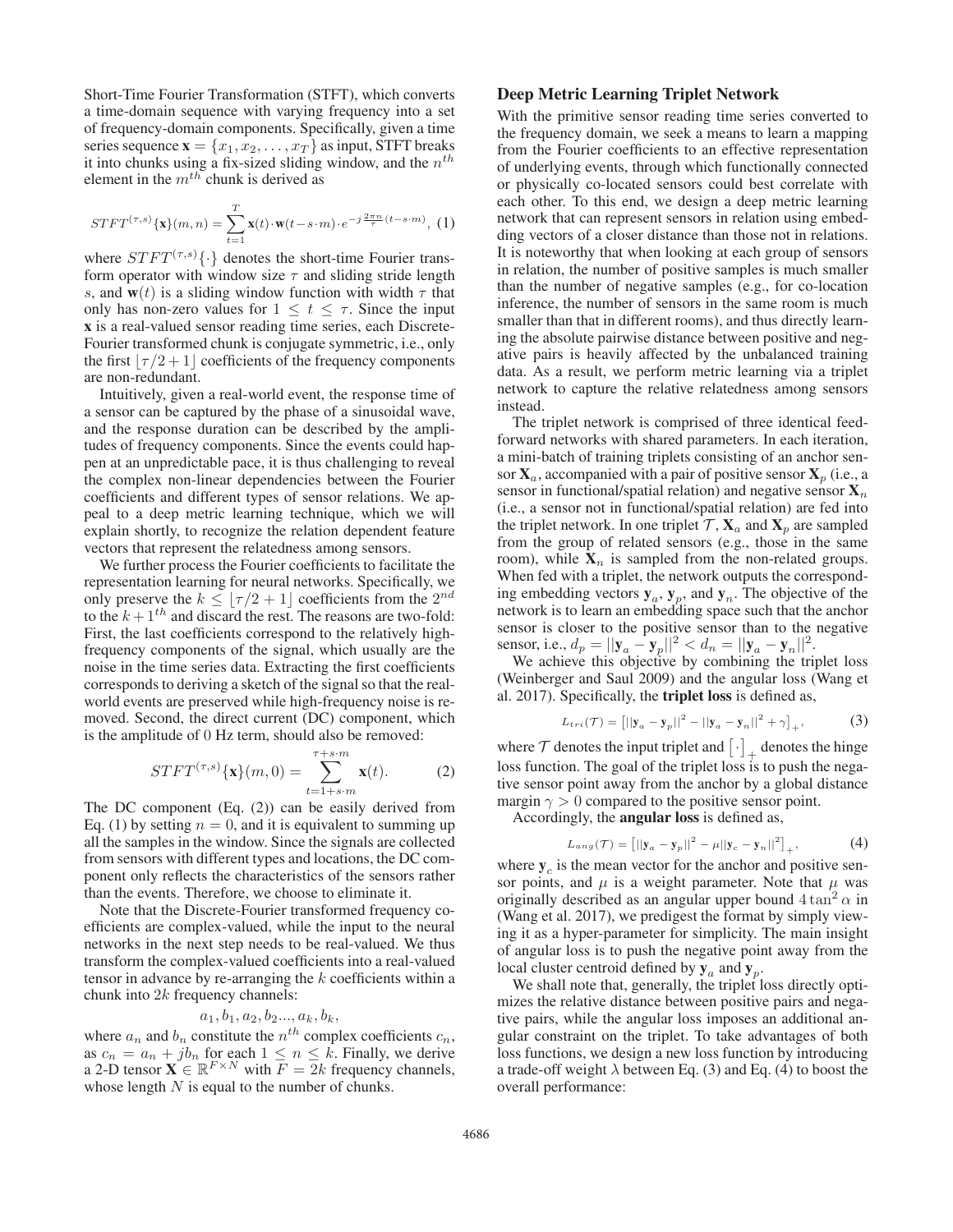Short-Time Fourier Transformation (STFT), which converts a time-domain sequence with varying frequency into a set of frequency-domain components. Specifically, given a time series sequence $\mathbf{x} = \{x_1, x_2, \ldots, x_T\}$ as input, STFT breaks it into chunks using a fix-sized sliding window, and the $n^{th}$ element in the $m^{th}$ chunk is derived as

$$STFT^{(\tau,s)}\{\mathbf{x}\}(m,n) = \sum_{t=1}^{T} \mathbf{x}(t) \cdot \mathbf{w}(t - s \cdot m) \cdot e^{-j\frac{2\pi n}{\tau}(t - s \cdot m)}, \quad (1)$$

where $STFT^{(\tau,s)}\{\cdot\}$ denotes the short-time Fourier transform operator with window size $\tau$ and sliding stride length $s$, and $\mathbf{w}(t)$ is a sliding window function with width $\tau$ that only has non-zero values for $1 \leq t \leq \tau$. Since the input $\mathbf{x}$ is a real-valued sensor reading time series, each Discrete-Fourier transformed chunk is conjugate symmetric, i.e., only the first $\lfloor \tau/2 + 1 \rfloor$ coefficients of the frequency components are non-redundant.

Intuitively, given a real-world event, the response time of a sensor can be captured by the phase of a sinusoidal wave, and the response duration can be described by the amplitudes of frequency components. Since the events could happen at an unpredictable pace, it is thus challenging to reveal the complex non-linear dependencies between the Fourier coefficients and different types of sensor relations. We appeal to a deep metric learning technique, which we will explain shortly, to recognize the relation dependent feature vectors that represent the relatedness among sensors.

We further process the Fourier coefficients to facilitate the representation learning for neural networks. Specifically, we only preserve the $k \leq \lfloor \tau/2 + 1 \rfloor$ coefficients from the $2^{nd}$ to the $k+1^{th}$ and discard the rest. The reasons are two-fold: First, the last coefficients correspond to the relatively high-frequency components of the signal, which usually are the noise in the time series data. Extracting the first coefficients corresponds to deriving a sketch of the signal so that the real-world events are preserved while high-frequency noise is removed. Second, the direct current (DC) component, which is the amplitude of 0 Hz term, should also be removed:

$$STFT^{(\tau,s)}\{\mathbf{x}\}(m,0) = \sum_{t=1+s\cdot m}^{\tau+s\cdot m} \mathbf{x}(t). \quad (2)$$

The DC component (Eq. (2)) can be easily derived from Eq. (1) by setting $n = 0$, and it is equivalent to summing up all the samples in the window. Since the signals are collected from sensors with different types and locations, the DC component only reflects the characteristics of the sensors rather than the events. Therefore, we choose to eliminate it.

Note that the Discrete-Fourier transformed frequency coefficients are complex-valued, while the input to the neural networks in the next step needs to be real-valued. We thus transform the complex-valued coefficients into a real-valued tensor in advance by re-arranging the $k$ coefficients within a chunk into $2k$ frequency channels:

$$a_1, b_1, a_2, b_2 \ldots, a_k, b_k,$$

where $a_n$ and $b_n$ constitute the $n^{th}$ complex coefficients $c_n$, as $c_n = a_n + jb_n$ for each $1 \leq n \leq k$. Finally, we derive a 2-D tensor $\mathbf{X} \in \mathbb{R}^{F \times N}$ with $F = 2k$ frequency channels, whose length $N$ is equal to the number of chunks.

## Deep Metric Learning Triplet Network

With the primitive sensor reading time series converted to the frequency domain, we seek a means to learn a mapping from the Fourier coefficients to an effective representation of underlying events, through which functionally connected or physically co-located sensors could best correlate with each other. To this end, we design a deep metric learning network that can represent sensors in relation using embedding vectors of a closer distance than those not in relations. It is noteworthy that when looking at each group of sensors in relation, the number of positive samples is much smaller than the number of negative samples (e.g., for co-location inference, the number of sensors in the same room is much smaller than that in different rooms), and thus directly learning the absolute pairwise distance between positive and negative pairs is heavily affected by the unbalanced training data. As a result, we perform metric learning via a triplet network to capture the relative relatedness among sensors instead.

The triplet network is comprised of three identical feed-forward networks with shared parameters. In each iteration, a mini-batch of training triplets consisting of an anchor sensor $\mathbf{X}_a$, accompanied with a pair of positive sensor $\mathbf{X}_p$ (i.e., a sensor in functional/spatial relation) and negative sensor $\mathbf{X}_n$ (i.e., a sensor not in functional/spatial relation) are fed into the triplet network. In one triplet $\mathcal{T}$, $\mathbf{X}_a$ and $\mathbf{X}_p$ are sampled from the group of related sensors (e.g., those in the same room), while $\mathbf{X}_n$ is sampled from the non-related groups. When fed with a triplet, the network outputs the corresponding embedding vectors $\mathbf{y}_a$, $\mathbf{y}_p$, and $\mathbf{y}_n$. The objective of the network is to learn an embedding space such that the anchor sensor is closer to the positive sensor than to the negative sensor, i.e., $d_p = ||\mathbf{y}_a - \mathbf{y}_p||^2 < d_n = ||\mathbf{y}_a - \mathbf{y}_n||^2$.

We achieve this objective by combining the triplet loss (Weinberger and Saul 2009) and the angular loss (Wang et al. 2017). Specifically, the **triplet loss** is defined as,

$$L_{tri}(\mathcal{T}) = \left[||\mathbf{y}_a - \mathbf{y}_p||^2 - ||\mathbf{y}_a - \mathbf{y}_n||^2 + \gamma\right]_+, \quad (3)$$

where $\mathcal{T}$ denotes the input triplet and $\left[\cdot\right]_+$ denotes the hinge loss function. The goal of the triplet loss is to push the negative sensor point away from the anchor by a global distance margin $\gamma > 0$ compared to the positive sensor point.

Accordingly, the **angular loss** is defined as,

$$L_{ang}(\mathcal{T}) = \left[||\mathbf{y}_a - \mathbf{y}_p||^2 - \mu||\mathbf{y}_c - \mathbf{y}_n||^2\right]_+, \quad (4)$$

where $\mathbf{y}_c$ is the mean vector for the anchor and positive sensor points, and $\mu$ is a weight parameter. Note that $\mu$ was originally described as an angular upper bound $4\tan^2\alpha$ in (Wang et al. 2017), we predigest the format by simply viewing it as a hyper-parameter for simplicity. The main insight of angular loss is to push the negative point away from the local cluster centroid defined by $\mathbf{y}_a$ and $\mathbf{y}_p$.

We shall note that, generally, the triplet loss directly optimizes the relative distance between positive pairs and negative pairs, while the angular loss imposes an additional angular constraint on the triplet. To take advantages of both loss functions, we design a new loss function by introducing a trade-off weight $\lambda$ between Eq. (3) and Eq. (4) to boost the overall performance: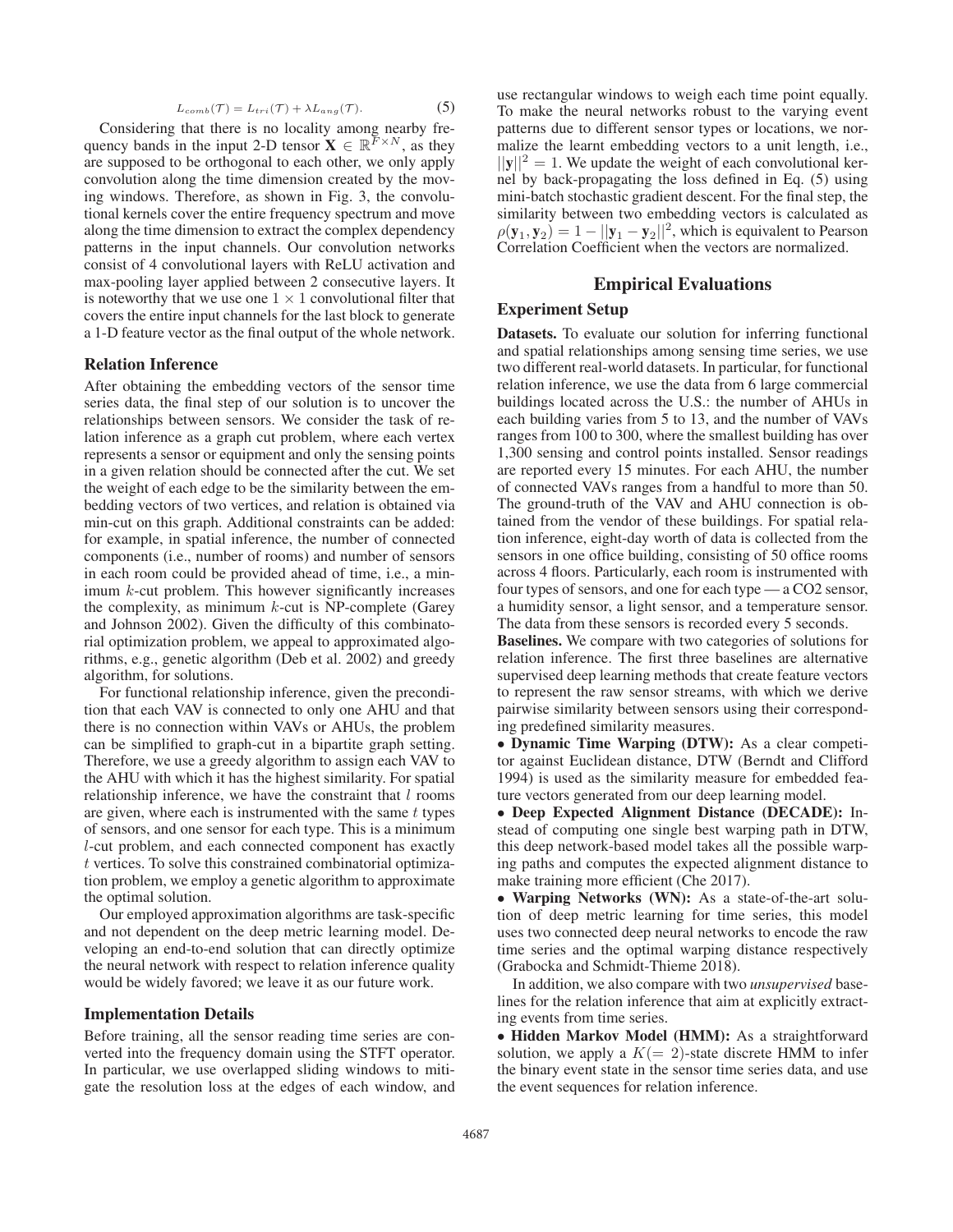$$L_{comb}(\mathcal{T}) = L_{tri}(\mathcal{T}) + \lambda L_{ang}(\mathcal{T}). \tag{5}$$

Considering that there is no locality among nearby frequency bands in the input 2-D tensor $\mathbf{X} \in \mathbb{R}^{F \times N}$, as they are supposed to be orthogonal to each other, we only apply convolution along the time dimension created by the moving windows. Therefore, as shown in Fig. 3, the convolutional kernels cover the entire frequency spectrum and move along the time dimension to extract the complex dependency patterns in the input channels. Our convolution networks consist of 4 convolutional layers with ReLU activation and max-pooling layer applied between 2 consecutive layers. It is noteworthy that we use one $1 \times 1$ convolutional filter that covers the entire input channels for the last block to generate a 1-D feature vector as the final output of the whole network.

### Relation Inference

After obtaining the embedding vectors of the sensor time series data, the final step of our solution is to uncover the relationships between sensors. We consider the task of relation inference as a graph cut problem, where each vertex represents a sensor or equipment and only the sensing points in a given relation should be connected after the cut. We set the weight of each edge to be the similarity between the embedding vectors of two vertices, and relation is obtained via min-cut on this graph. Additional constraints can be added: for example, in spatial inference, the number of connected components (i.e., number of rooms) and number of sensors in each room could be provided ahead of time, i.e., a minimum $k$-cut problem. This however significantly increases the complexity, as minimum $k$-cut is NP-complete (Garey and Johnson 2002). Given the difficulty of this combinatorial optimization problem, we appeal to approximated algorithms, e.g., genetic algorithm (Deb et al. 2002) and greedy algorithm, for solutions.

For functional relationship inference, given the precondition that each VAV is connected to only one AHU and that there is no connection within VAVs or AHUs, the problem can be simplified to graph-cut in a bipartite graph setting. Therefore, we use a greedy algorithm to assign each VAV to the AHU with which it has the highest similarity. For spatial relationship inference, we have the constraint that $l$ rooms are given, where each is instrumented with the same $t$ types of sensors, and one sensor for each type. This is a minimum $l$-cut problem, and each connected component has exactly $t$ vertices. To solve this constrained combinatorial optimization problem, we employ a genetic algorithm to approximate the optimal solution.

Our employed approximation algorithms are task-specific and not dependent on the deep metric learning model. Developing an end-to-end solution that can directly optimize the neural network with respect to relation inference quality would be widely favored; we leave it as our future work.

### Implementation Details

Before training, all the sensor reading time series are converted into the frequency domain using the STFT operator. In particular, we use overlapped sliding windows to mitigate the resolution loss at the edges of each window, and use rectangular windows to weigh each time point equally. To make the neural networks robust to the varying event patterns due to different sensor types or locations, we normalize the learnt embedding vectors to a unit length, i.e., $||\mathbf{y}||^2 = 1$. We update the weight of each convolutional kernel by back-propagating the loss defined in Eq. (5) using mini-batch stochastic gradient descent. For the final step, the similarity between two embedding vectors is calculated as $\rho(\mathbf{y}_1, \mathbf{y}_2) = 1 - ||\mathbf{y}_1 - \mathbf{y}_2||^2$, which is equivalent to Pearson Correlation Coefficient when the vectors are normalized.

## Empirical Evaluations

### Experiment Setup

**Datasets.** To evaluate our solution for inferring functional and spatial relationships among sensing time series, we use two different real-world datasets. In particular, for functional relation inference, we use the data from 6 large commercial buildings located across the U.S.: the number of AHUs in each building varies from 5 to 13, and the number of VAVs ranges from 100 to 300, where the smallest building has over 1,300 sensing and control points installed. Sensor readings are reported every 15 minutes. For each AHU, the number of connected VAVs ranges from a handful to more than 50. The ground-truth of the VAV and AHU connection is obtained from the vendor of these buildings. For spatial relation inference, eight-day worth of data is collected from the sensors in one office building, consisting of 50 office rooms across 4 floors. Particularly, each room is instrumented with four types of sensors, and one for each type — a $CO_2$ sensor, a humidity sensor, a light sensor, and a temperature sensor. The data from these sensors is recorded every 5 seconds.

**Baselines.** We compare with two categories of solutions for relation inference. The first three baselines are alternative supervised deep learning methods that create feature vectors to represent the raw sensor streams, with which we derive pairwise similarity between sensors using their corresponding predefined similarity measures.

- **Dynamic Time Warping (DTW):** As a clear competitor against Euclidean distance, DTW (Berndt and Clifford 1994) is used as the similarity measure for embedded feature vectors generated from our deep learning model.
- **Deep Expected Alignment Distance (DECADE):** Instead of computing one single best warping path in DTW, this deep network-based model takes all the possible warping paths and computes the expected alignment distance to make training more efficient (Che 2017).
- **Warping Networks (WN):** As a state-of-the-art solution of deep metric learning for time series, this model uses two connected deep neural networks to encode the raw time series and the optimal warping distance respectively (Grabocka and Schmidt-Thieme 2018).

In addition, we also compare with two *unsupervised* baselines for the relation inference that aim at explicitly extracting events from time series.

- **Hidden Markov Model (HMM):** As a straightforward solution, we apply a $K(=2)$-state discrete HMM to infer the binary event state in the sensor time series data, and use the event sequences for relation inference.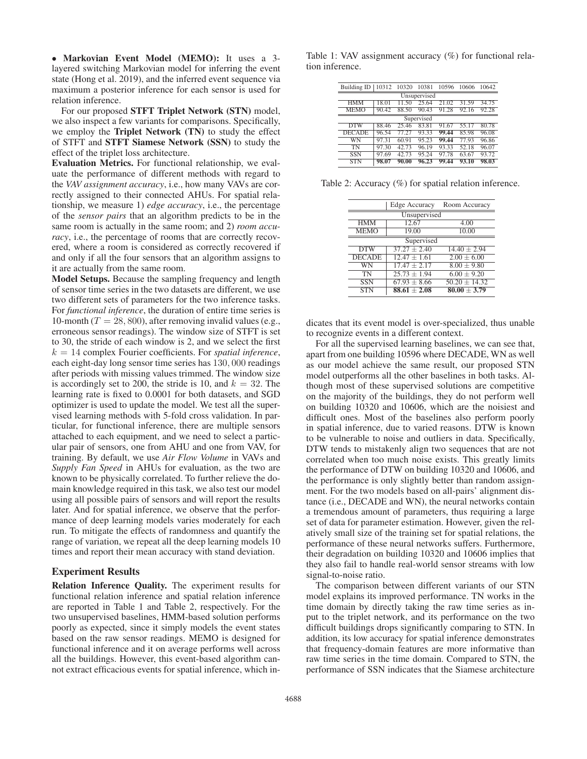• **Markovian Event Model (MEMO):** It uses a 3-layered switching Markovian model for inferring the event state (Hong et al. 2019), and the inferred event sequence via maximum a posterior inference for each sensor is used for relation inference.

For our proposed **STFT Triplet Network (STN)** model, we also inspect a few variants for comparisons. Specifically, we employ the **Triplet Network (TN)** to study the effect of STFT and **STFT Siamese Network (SSN)** to study the effect of the triplet loss architecture.

**Evaluation Metrics.** For functional relationship, we evaluate the performance of different methods with regard to the *VAV assignment accuracy*, i.e., how many VAVs are correctly assigned to their connected AHUs. For spatial relationship, we measure 1) *edge accuracy*, i.e., the percentage of the *sensor pairs* that an algorithm predicts to be in the same room is actually in the same room; and 2) *room accuracy*, i.e., the percentage of rooms that are correctly recovered, where a room is considered as correctly recovered if and only if all the four sensors that an algorithm assigns to it are actually from the same room.

**Model Setups.** Because the sampling frequency and length of sensor time series in the two datasets are different, we use two different sets of parameters for the two inference tasks. For *functional inference*, the duration of entire time series is 10-month ($T = 28,800$), after removing invalid values (e.g., erroneous sensor readings). The window size of STFT is set to 30, the stride of each window is 2, and we select the first $k = 14$ complex Fourier coefficients. For *spatial inference*, each eight-day long sensor time series has $130,000$ readings after periods with missing values trimmed. The window size is accordingly set to 200, the stride is 10, and $k = 32$. The learning rate is fixed to 0.0001 for both datasets, and SGD optimizer is used to update the model. We test all the supervised learning methods with 5-fold cross validation. In particular, for functional inference, there are multiple sensors attached to each equipment, and we need to select a particular pair of sensors, one from AHU and one from VAV, for training. By default, we use *Air Flow Volume* in VAVs and *Supply Fan Speed* in AHUs for evaluation, as the two are known to be physically correlated. To further relieve the domain knowledge required in this task, we also test our model using all possible pairs of sensors and will report the results later. And for spatial inference, we observe that the performance of deep learning models varies moderately for each run. To mitigate the effects of randomness and quantify the range of variation, we repeat all the deep learning models 10 times and report their mean accuracy with stand deviation.

## Experiment Results

**Relation Inference Quality.** The experiment results for functional relation inference and spatial relation inference are reported in Table 1 and Table 2, respectively. For the two unsupervised baselines, HMM-based solution performs poorly as expected, since it simply models the event states based on the raw sensor readings. MEMO is designed for functional inference and it on average performs well across all the buildings. However, this event-based algorithm cannot extract efficacious events for spatial inference, which indicates that its event model is over-specialized, thus unable to recognize events in a different context.

Table 1: VAV assignment accuracy (%) for functional relation inference.

| Building ID | 10312 | 10320 | 10381 | 10596 | 10606 | 10642 |
|---|---|---|---|---|---|---|
| Unsupervised | | | | | | |
| HMM | 18.01 | 11.50 | 25.64 | 21.02 | 31.59 | 34.75 |
| MEMO | 90.42 | 88.50 | 90.43 | 91.28 | 92.16 | 92.28 |
| Supervised | | | | | | |
| DTW | 88.46 | 25.46 | 83.81 | 91.67 | 55.17 | 80.78 |
| DECADE | 96.54 | 77.27 | 93.33 | **99.44** | 85.98 | 96.08 |
| WN | 97.31 | 60.91 | 95.23 | **99.44** | 77.93 | 96.86 |
| TN | 97.30 | 42.73 | 96.19 | 93.33 | 52.18 | 96.07 |
| SSN | 97.69 | 42.73 | 95.24 | 97.78 | 63.67 | 93.72 |
| STN | **98.07** | **90.00** | **96.23** | **99.44** | **93.10** | **98.03** |

Table 2: Accuracy (%) for spatial relation inference.

| | Edge Accuracy | Room Accuracy |
|---|---|---|
| Unsupervised | | |
| HMM | 12.67 | 4.00 |
| MEMO | 19.00 | 10.00 |
| Supervised | | |
| DTW | $37.27 \pm 2.40$ | $14.40 \pm 2.94$ |
| DECADE | $12.47 \pm 1.61$ | $2.00 \pm 6.00$ |
| WN | $17.47 \pm 2.17$ | $8.00 \pm 9.80$ |
| TN | $25.73 \pm 1.94$ | $6.00 \pm 9.20$ |
| SSN | $67.93 \pm 8.66$ | $50.20 \pm 14.32$ |
| STN | $\mathbf{88.61 \pm 2.08}$ | $\mathbf{80.00 \pm 3.79}$ |

For all the supervised learning baselines, we can see that, apart from one building 10596 where DECADE, WN as well as our model achieve the same result, our proposed STN model outperforms all the other baselines in both tasks. Although most of these supervised solutions are competitive on the majority of the buildings, they do not perform well on building 10320 and 10606, which are the noisiest and difficult ones. Most of the baselines also perform poorly in spatial inference, due to varied reasons. DTW is known to be vulnerable to noise and outliers in data. Specifically, DTW tends to mistakenly align two sequences that are not correlated when too much noise exists. This greatly limits the performance of DTW on building 10320 and 10606, and the performance is only slightly better than random assignment. For the two models based on all-pairs' alignment distance (i.e., DECADE and WN), the neural networks contain a tremendous amount of parameters, thus requiring a large set of data for parameter estimation. However, given the relatively small size of the training set for spatial relations, the performance of these neural networks suffers. Furthermore, their degradation on building 10320 and 10606 implies that they also fail to handle real-world sensor streams with low signal-to-noise ratio.

The comparison between different variants of our STN model explains its improved performance. TN works in the time domain by directly taking the raw time series as input to the triplet network, and its performance on the two difficult buildings drops significantly comparing to STN. In addition, its low accuracy for spatial inference demonstrates that frequency-domain features are more informative than raw time series in the time domain. Compared to STN, the performance of SSN indicates that the Siamese architecture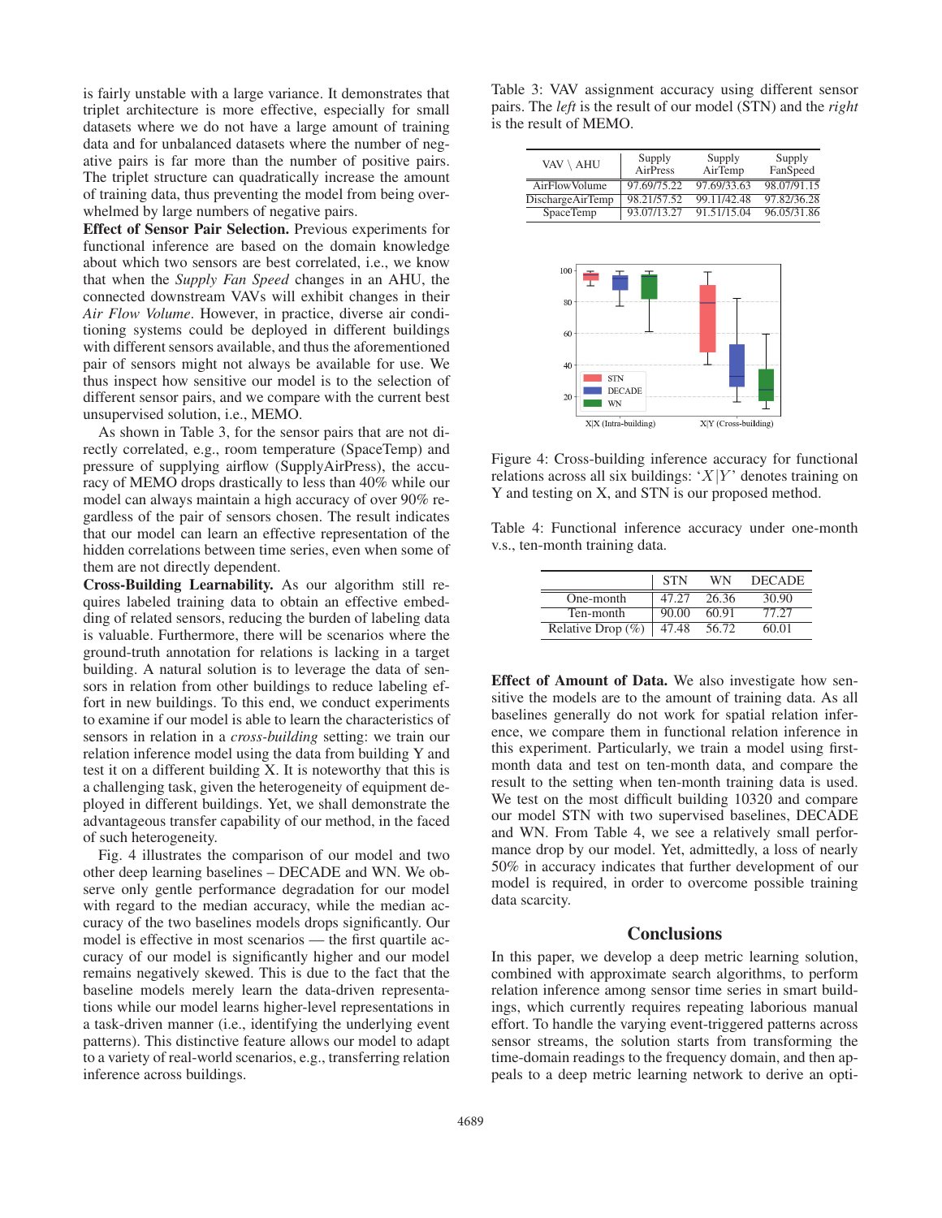is fairly unstable with a large variance. It demonstrates that triplet architecture is more effective, especially for small datasets where we do not have a large amount of training data and for unbalanced datasets where the number of negative pairs is far more than the number of positive pairs. The triplet structure can quadratically increase the amount of training data, thus preventing the model from being overwhelmed by large numbers of negative pairs.

**Effect of Sensor Pair Selection.** Previous experiments for functional inference are based on the domain knowledge about which two sensors are best correlated, i.e., we know that when the *Supply Fan Speed* changes in an AHU, the connected downstream VAVs will exhibit changes in their *Air Flow Volume*. However, in practice, diverse air conditioning systems could be deployed in different buildings with different sensors available, and thus the aforementioned pair of sensors might not always be available for use. We thus inspect how sensitive our model is to the selection of different sensor pairs, and we compare with the current best unsupervised solution, i.e., MEMO.

As shown in Table 3, for the sensor pairs that are not directly correlated, e.g., room temperature (SpaceTemp) and pressure of supplying airflow (SupplyAirPress), the accuracy of MEMO drops drastically to less than 40% while our model can always maintain a high accuracy of over 90% regardless of the pair of sensors chosen. The result indicates that our model can learn an effective representation of the hidden correlations between time series, even when some of them are not directly dependent.

**Cross-Building Learnability.** As our algorithm still requires labeled training data to obtain an effective embedding of related sensors, reducing the burden of labeling data is valuable. Furthermore, there will be scenarios where the ground-truth annotation for relations is lacking in a target building. A natural solution is to leverage the data of sensors in relation from other buildings to reduce labeling effort in new buildings. To this end, we conduct experiments to examine if our model is able to learn the characteristics of sensors in relation in a *cross-building* setting: we train our relation inference model using the data from building Y and test it on a different building X. It is noteworthy that this is a challenging task, given the heterogeneity of equipment deployed in different buildings. Yet, we shall demonstrate the advantageous transfer capability of our method, in the faced of such heterogeneity.

Fig. 4 illustrates the comparison of our model and two other deep learning baselines – DECADE and WN. We observe only gentle performance degradation for our model with regard to the median accuracy, while the median accuracy of the two baselines models drops significantly. Our model is effective in most scenarios — the first quartile accuracy of our model is significantly higher and our model remains negatively skewed. This is due to the fact that the baseline models merely learn the data-driven representations while our model learns higher-level representations in a task-driven manner (i.e., identifying the underlying event patterns). This distinctive feature allows our model to adapt to a variety of real-world scenarios, e.g., transferring relation inference across buildings.

Table 3: VAV assignment accuracy using different sensor pairs. The *left* is the result of our model (STN) and the *right* is the result of MEMO.

| VAV \ AHU | Supply AirPress | Supply AirTemp | Supply FanSpeed |
|---|---|---|---|
| AirFlowVolume | 97.69/75.22 | 97.69/33.63 | 98.07/91.15 |
| DischargeAirTemp | 98.21/57.52 | 99.11/42.48 | 97.82/36.28 |
| SpaceTemp | 93.07/13.27 | 91.51/15.04 | 96.05/31.86 |

Figure 4: Cross-building inference accuracy for functional relations across all six buildings: '$X|Y$' denotes training on Y and testing on X, and STN is our proposed method.

Table 4: Functional inference accuracy under one-month v.s., ten-month training data.

| | STN | WN | DECADE |
|---|---|---|---|
| One-month | 47.27 | 26.36 | 30.90 |
| Ten-month | 90.00 | 60.91 | 77.27 |
| Relative Drop (%) | 47.48 | 56.72 | 60.01 |

**Effect of Amount of Data.** We also investigate how sensitive the models are to the amount of training data. As all baselines generally do not work for spatial relation inference, we compare them in functional relation inference in this experiment. Particularly, we train a model using first-month data and test on ten-month data, and compare the result to the setting when ten-month training data is used. We test on the most difficult building 10320 and compare our model STN with two supervised baselines, DECADE and WN. From Table 4, we see a relatively small performance drop by our model. Yet, admittedly, a loss of nearly 50% in accuracy indicates that further development of our model is required, in order to overcome possible training data scarcity.

## Conclusions

In this paper, we develop a deep metric learning solution, combined with approximate search algorithms, to perform relation inference among sensor time series in smart buildings, which currently requires repeating laborious manual effort. To handle the varying event-triggered patterns across sensor streams, the solution starts from transforming the time-domain readings to the frequency domain, and then appeals to a deep metric learning network to derive an opti-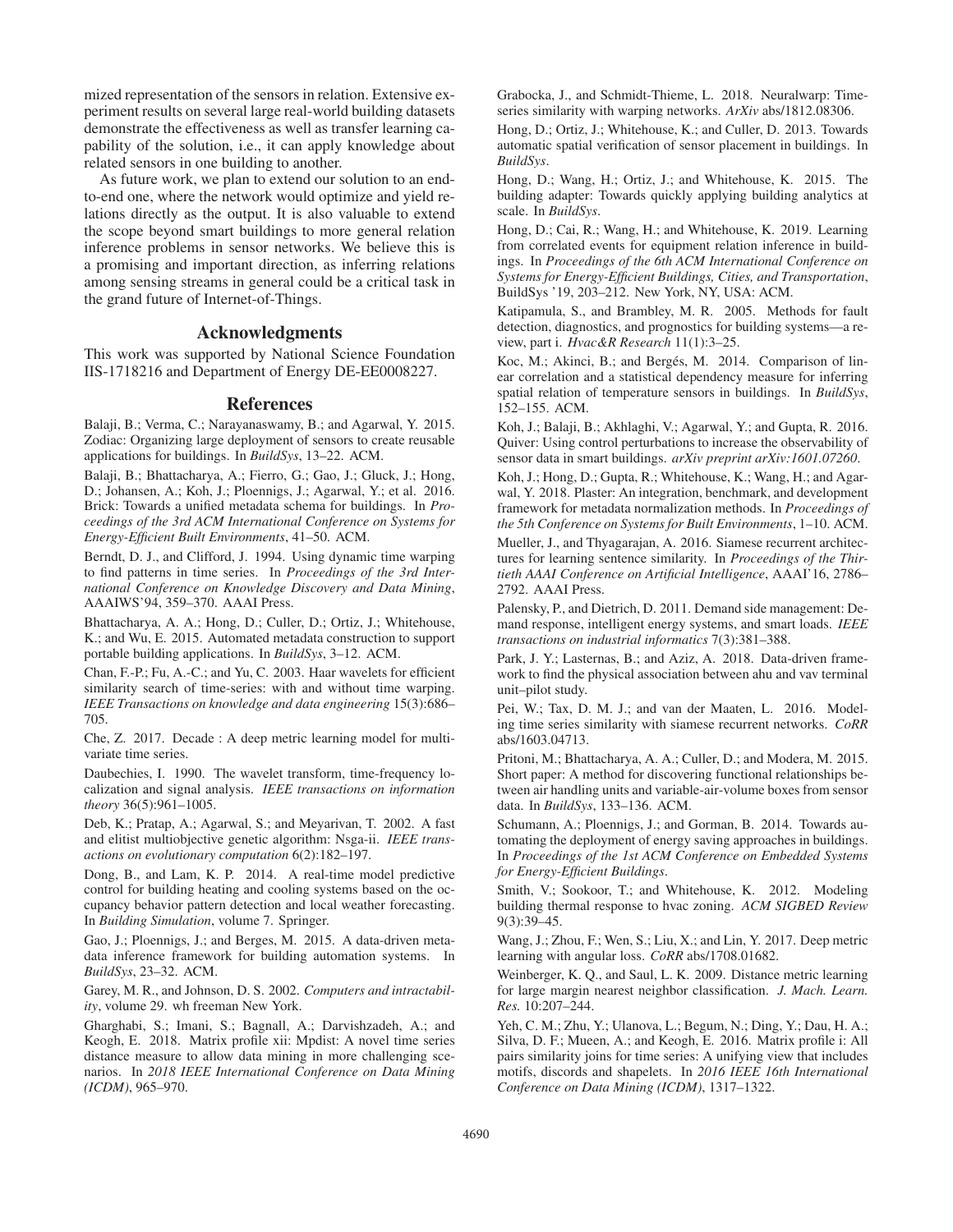mized representation of the sensors in relation. Extensive experiment results on several large real-world building datasets demonstrate the effectiveness as well as transfer learning capability of the solution, i.e., it can apply knowledge about related sensors in one building to another.

As future work, we plan to extend our solution to an end-to-end one, where the network would optimize and yield relations directly as the output. It is also valuable to extend the scope beyond smart buildings to more general relation inference problems in sensor networks. We believe this is a promising and important direction, as inferring relations among sensing streams in general could be a critical task in the grand future of Internet-of-Things.

## Acknowledgments

This work was supported by National Science Foundation IIS-1718216 and Department of Energy DE-EE0008227.

## References

Balaji, B.; Verma, C.; Narayanaswamy, B.; and Agarwal, Y. 2015. Zodiac: Organizing large deployment of sensors to create reusable applications for buildings. In *BuildSys*, 13–22. ACM.

Balaji, B.; Bhattacharya, A.; Fierro, G.; Gao, J.; Gluck, J.; Hong, D.; Johansen, A.; Koh, J.; Ploennigs, J.; Agarwal, Y.; et al. 2016. Brick: Towards a unified metadata schema for buildings. In *Proceedings of the 3rd ACM International Conference on Systems for Energy-Efficient Built Environments*, 41–50. ACM.

Berndt, D. J., and Clifford, J. 1994. Using dynamic time warping to find patterns in time series. In *Proceedings of the 3rd International Conference on Knowledge Discovery and Data Mining*, AAAIWS'94, 359–370. AAAI Press.

Bhattacharya, A. A.; Hong, D.; Culler, D.; Ortiz, J.; Whitehouse, K.; and Wu, E. 2015. Automated metadata construction to support portable building applications. In *BuildSys*, 3–12. ACM.

Chan, F.-P.; Fu, A.-C.; and Yu, C. 2003. Haar wavelets for efficient similarity search of time-series: with and without time warping. *IEEE Transactions on knowledge and data engineering* 15(3):686–705.

Che, Z. 2017. Decade : A deep metric learning model for multivariate time series.

Daubechies, I. 1990. The wavelet transform, time-frequency localization and signal analysis. *IEEE transactions on information theory* 36(5):961–1005.

Deb, K.; Pratap, A.; Agarwal, S.; and Meyarivan, T. 2002. A fast and elitist multiobjective genetic algorithm: Nsga-ii. *IEEE transactions on evolutionary computation* 6(2):182–197.

Dong, B., and Lam, K. P. 2014. A real-time model predictive control for building heating and cooling systems based on the occupancy behavior pattern detection and local weather forecasting. In *Building Simulation*, volume 7. Springer.

Gao, J.; Ploennigs, J.; and Berges, M. 2015. A data-driven metadata inference framework for building automation systems. In *BuildSys*, 23–32. ACM.

Garey, M. R., and Johnson, D. S. 2002. *Computers and intractability*, volume 29. wh freeman New York.

Gharghabi, S.; Imani, S.; Bagnall, A.; Darvishzadeh, A.; and Keogh, E. 2018. Matrix profile xii: Mpdist: A novel time series distance measure to allow data mining in more challenging scenarios. In *2018 IEEE International Conference on Data Mining (ICDM)*, 965–970.

Grabocka, J., and Schmidt-Thieme, L. 2018. Neuralwarp: Time-series similarity with warping networks. *ArXiv* abs/1812.08306.

Hong, D.; Ortiz, J.; Whitehouse, K.; and Culler, D. 2013. Towards automatic spatial verification of sensor placement in buildings. In *BuildSys*.

Hong, D.; Wang, H.; Ortiz, J.; and Whitehouse, K. 2015. The building adapter: Towards quickly applying building analytics at scale. In *BuildSys*.

Hong, D.; Cai, R.; Wang, H.; and Whitehouse, K. 2019. Learning from correlated events for equipment relation inference in buildings. In *Proceedings of the 6th ACM International Conference on Systems for Energy-Efficient Buildings, Cities, and Transportation*, BuildSys '19, 203–212. New York, NY, USA: ACM.

Katipamula, S., and Brambley, M. R. 2005. Methods for fault detection, diagnostics, and prognostics for building systems—a review, part i. *Hvac&R Research* 11(1):3–25.

Koc, M.; Akinci, B.; and Bergés, M. 2014. Comparison of linear correlation and a statistical dependency measure for inferring spatial relation of temperature sensors in buildings. In *BuildSys*, 152–155. ACM.

Koh, J.; Balaji, B.; Akhlaghi, V.; Agarwal, Y.; and Gupta, R. 2016. Quiver: Using control perturbations to increase the observability of sensor data in smart buildings. *arXiv preprint arXiv:1601.07260*.

Koh, J.; Hong, D.; Gupta, R.; Whitehouse, K.; Wang, H.; and Agarwal, Y. 2018. Plaster: An integration, benchmark, and development framework for metadata normalization methods. In *Proceedings of the 5th Conference on Systems for Built Environments*, 1–10. ACM.

Mueller, J., and Thyagarajan, A. 2016. Siamese recurrent architectures for learning sentence similarity. In *Proceedings of the Thirtieth AAAI Conference on Artificial Intelligence*, AAAI'16, 2786–2792. AAAI Press.

Palensky, P., and Dietrich, D. 2011. Demand side management: Demand response, intelligent energy systems, and smart loads. *IEEE transactions on industrial informatics* 7(3):381–388.

Park, J. Y.; Lasternas, B.; and Aziz, A. 2018. Data-driven framework to find the physical association between ahu and vav terminal unit–pilot study.

Pei, W.; Tax, D. M. J.; and van der Maaten, L. 2016. Modeling time series similarity with siamese recurrent networks. *CoRR* abs/1603.04713.

Pritoni, M.; Bhattacharya, A. A.; Culler, D.; and Modera, M. 2015. Short paper: A method for discovering functional relationships between air handling units and variable-air-volume boxes from sensor data. In *BuildSys*, 133–136. ACM.

Schumann, A.; Ploennigs, J.; and Gorman, B. 2014. Towards automating the deployment of energy saving approaches in buildings. In *Proceedings of the 1st ACM Conference on Embedded Systems for Energy-Efficient Buildings*.

Smith, V.; Sookoor, T.; and Whitehouse, K. 2012. Modeling building thermal response to hvac zoning. *ACM SIGBED Review* 9(3):39–45.

Wang, J.; Zhou, F.; Wen, S.; Liu, X.; and Lin, Y. 2017. Deep metric learning with angular loss. *CoRR* abs/1708.01682.

Weinberger, K. Q., and Saul, L. K. 2009. Distance metric learning for large margin nearest neighbor classification. *J. Mach. Learn. Res.* 10:207–244.

Yeh, C. M.; Zhu, Y.; Ulanova, L.; Begum, N.; Ding, Y.; Dau, H. A.; Silva, D. F.; Mueen, A.; and Keogh, E. 2016. Matrix profile i: All pairs similarity joins for time series: A unifying view that includes motifs, discords and shapelets. In *2016 IEEE 16th International Conference on Data Mining (ICDM)*, 1317–1322.